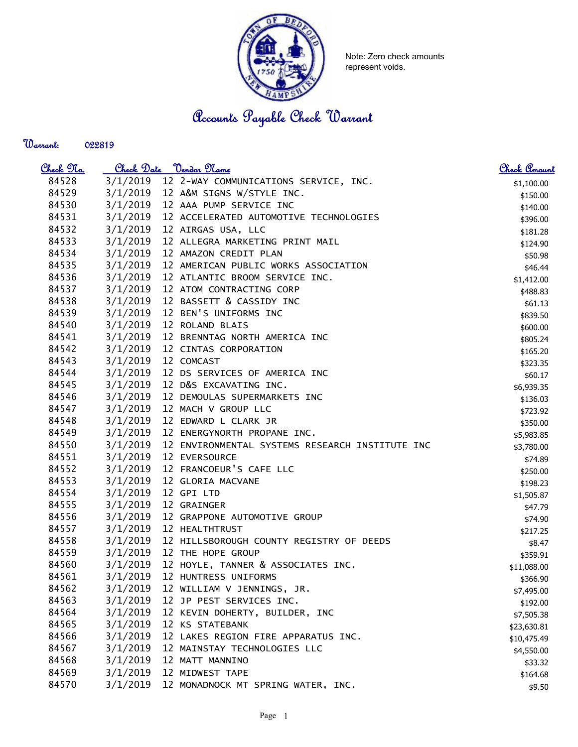Note: Zero check amounts represent voids.

# Accounts Payable Check Warrant

**Warrant:** 022819

| Check No. | Check Date | Vendor Name | Check Amount |
|---|---|---|---|
| 84528 | 3/1/2019 | 12 2-WAY COMMUNICATIONS SERVICE, INC. | $1,100.00 |
| 84529 | 3/1/2019 | 12 A&M SIGNS W/STYLE INC. | $150.00 |
| 84530 | 3/1/2019 | 12 AAA PUMP SERVICE INC | $140.00 |
| 84531 | 3/1/2019 | 12 ACCELERATED AUTOMOTIVE TECHNOLOGIES | $396.00 |
| 84532 | 3/1/2019 | 12 AIRGAS USA, LLC | $181.28 |
| 84533 | 3/1/2019 | 12 ALLEGRA MARKETING PRINT MAIL | $124.90 |
| 84534 | 3/1/2019 | 12 AMAZON CREDIT PLAN | $50.98 |
| 84535 | 3/1/2019 | 12 AMERICAN PUBLIC WORKS ASSOCIATION | $46.44 |
| 84536 | 3/1/2019 | 12 ATLANTIC BROOM SERVICE INC. | $1,412.00 |
| 84537 | 3/1/2019 | 12 ATOM CONTRACTING CORP | $488.83 |
| 84538 | 3/1/2019 | 12 BASSETT & CASSIDY INC | $61.13 |
| 84539 | 3/1/2019 | 12 BEN'S UNIFORMS INC | $839.50 |
| 84540 | 3/1/2019 | 12 ROLAND BLAIS | $600.00 |
| 84541 | 3/1/2019 | 12 BRENNTAG NORTH AMERICA INC | $805.24 |
| 84542 | 3/1/2019 | 12 CINTAS CORPORATION | $165.20 |
| 84543 | 3/1/2019 | 12 COMCAST | $323.35 |
| 84544 | 3/1/2019 | 12 DS SERVICES OF AMERICA INC | $60.17 |
| 84545 | 3/1/2019 | 12 D&S EXCAVATING INC. | $6,939.35 |
| 84546 | 3/1/2019 | 12 DEMOULAS SUPERMARKETS INC | $136.03 |
| 84547 | 3/1/2019 | 12 MACH V GROUP LLC | $723.92 |
| 84548 | 3/1/2019 | 12 EDWARD L CLARK JR | $350.00 |
| 84549 | 3/1/2019 | 12 ENERGYNORTH PROPANE INC. | $5,983.85 |
| 84550 | 3/1/2019 | 12 ENVIRONMENTAL SYSTEMS RESEARCH INSTITUTE INC | $3,780.00 |
| 84551 | 3/1/2019 | 12 EVERSOURCE | $74.89 |
| 84552 | 3/1/2019 | 12 FRANCOEUR'S CAFE LLC | $250.00 |
| 84553 | 3/1/2019 | 12 GLORIA MACVANE | $198.23 |
| 84554 | 3/1/2019 | 12 GPI LTD | $1,505.87 |
| 84555 | 3/1/2019 | 12 GRAINGER | $47.79 |
| 84556 | 3/1/2019 | 12 GRAPPONE AUTOMOTIVE GROUP | $74.90 |
| 84557 | 3/1/2019 | 12 HEALTHTRUST | $217.25 |
| 84558 | 3/1/2019 | 12 HILLSBOROUGH COUNTY REGISTRY OF DEEDS | $8.47 |
| 84559 | 3/1/2019 | 12 THE HOPE GROUP | $359.91 |
| 84560 | 3/1/2019 | 12 HOYLE, TANNER & ASSOCIATES INC. | $11,088.00 |
| 84561 | 3/1/2019 | 12 HUNTRESS UNIFORMS | $366.90 |
| 84562 | 3/1/2019 | 12 WILLIAM V JENNINGS, JR. | $7,495.00 |
| 84563 | 3/1/2019 | 12 JP PEST SERVICES INC. | $192.00 |
| 84564 | 3/1/2019 | 12 KEVIN DOHERTY, BUILDER, INC | $7,505.38 |
| 84565 | 3/1/2019 | 12 KS STATEBANK | $23,630.81 |
| 84566 | 3/1/2019 | 12 LAKES REGION FIRE APPARATUS INC. | $10,475.49 |
| 84567 | 3/1/2019 | 12 MAINSTAY TECHNOLOGIES LLC | $4,550.00 |
| 84568 | 3/1/2019 | 12 MATT MANNINO | $33.32 |
| 84569 | 3/1/2019 | 12 MIDWEST TAPE | $164.68 |
| 84570 | 3/1/2019 | 12 MONADNOCK MT SPRING WATER, INC. | $9.50 |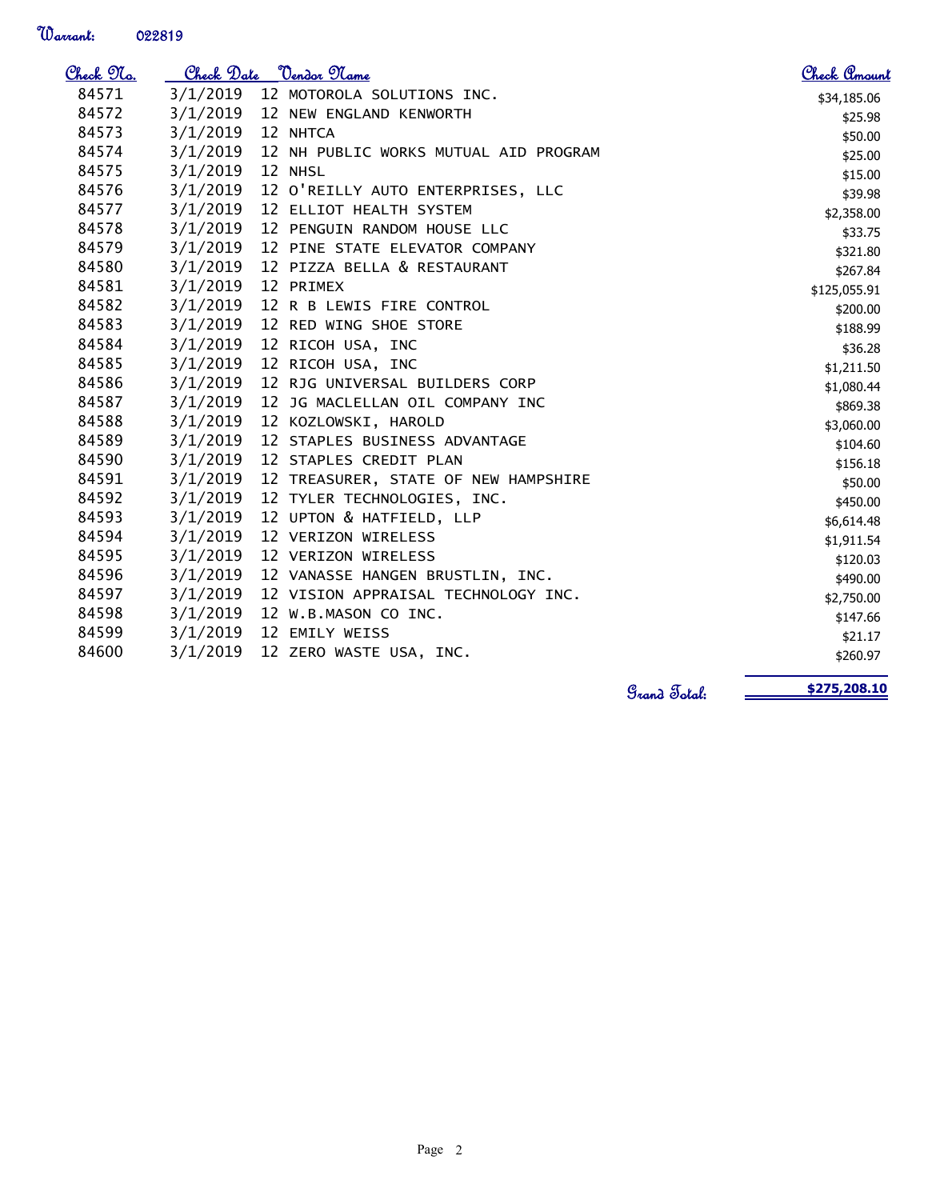Warrant: 022819

| Check No. | Check Date | Vendor Name | Check Amount |
|---|---|---|---|
| 84571 | 3/1/2019 | 12 MOTOROLA SOLUTIONS INC. | $34,185.06 |
| 84572 | 3/1/2019 | 12 NEW ENGLAND KENWORTH | $25.98 |
| 84573 | 3/1/2019 | 12 NHTCA | $50.00 |
| 84574 | 3/1/2019 | 12 NH PUBLIC WORKS MUTUAL AID PROGRAM | $25.00 |
| 84575 | 3/1/2019 | 12 NHSL | $15.00 |
| 84576 | 3/1/2019 | 12 O'REILLY AUTO ENTERPRISES, LLC | $39.98 |
| 84577 | 3/1/2019 | 12 ELLIOT HEALTH SYSTEM | $2,358.00 |
| 84578 | 3/1/2019 | 12 PENGUIN RANDOM HOUSE LLC | $33.75 |
| 84579 | 3/1/2019 | 12 PINE STATE ELEVATOR COMPANY | $321.80 |
| 84580 | 3/1/2019 | 12 PIZZA BELLA & RESTAURANT | $267.84 |
| 84581 | 3/1/2019 | 12 PRIMEX | $125,055.91 |
| 84582 | 3/1/2019 | 12 R B LEWIS FIRE CONTROL | $200.00 |
| 84583 | 3/1/2019 | 12 RED WING SHOE STORE | $188.99 |
| 84584 | 3/1/2019 | 12 RICOH USA, INC | $36.28 |
| 84585 | 3/1/2019 | 12 RICOH USA, INC | $1,211.50 |
| 84586 | 3/1/2019 | 12 RJG UNIVERSAL BUILDERS CORP | $1,080.44 |
| 84587 | 3/1/2019 | 12 JG MACLELLAN OIL COMPANY INC | $869.38 |
| 84588 | 3/1/2019 | 12 KOZLOWSKI, HAROLD | $3,060.00 |
| 84589 | 3/1/2019 | 12 STAPLES BUSINESS ADVANTAGE | $104.60 |
| 84590 | 3/1/2019 | 12 STAPLES CREDIT PLAN | $156.18 |
| 84591 | 3/1/2019 | 12 TREASURER, STATE OF NEW HAMPSHIRE | $50.00 |
| 84592 | 3/1/2019 | 12 TYLER TECHNOLOGIES, INC. | $450.00 |
| 84593 | 3/1/2019 | 12 UPTON & HATFIELD, LLP | $6,614.48 |
| 84594 | 3/1/2019 | 12 VERIZON WIRELESS | $1,911.54 |
| 84595 | 3/1/2019 | 12 VERIZON WIRELESS | $120.03 |
| 84596 | 3/1/2019 | 12 VANASSE HANGEN BRUSTLIN, INC. | $490.00 |
| 84597 | 3/1/2019 | 12 VISION APPRAISAL TECHNOLOGY INC. | $2,750.00 |
| 84598 | 3/1/2019 | 12 W.B.MASON CO INC. | $147.66 |
| 84599 | 3/1/2019 | 12 EMILY WEISS | $21.17 |
| 84600 | 3/1/2019 | 12 ZERO WASTE USA, INC. | $260.97 |
| | | Grand Total: | **$275,208.10** |